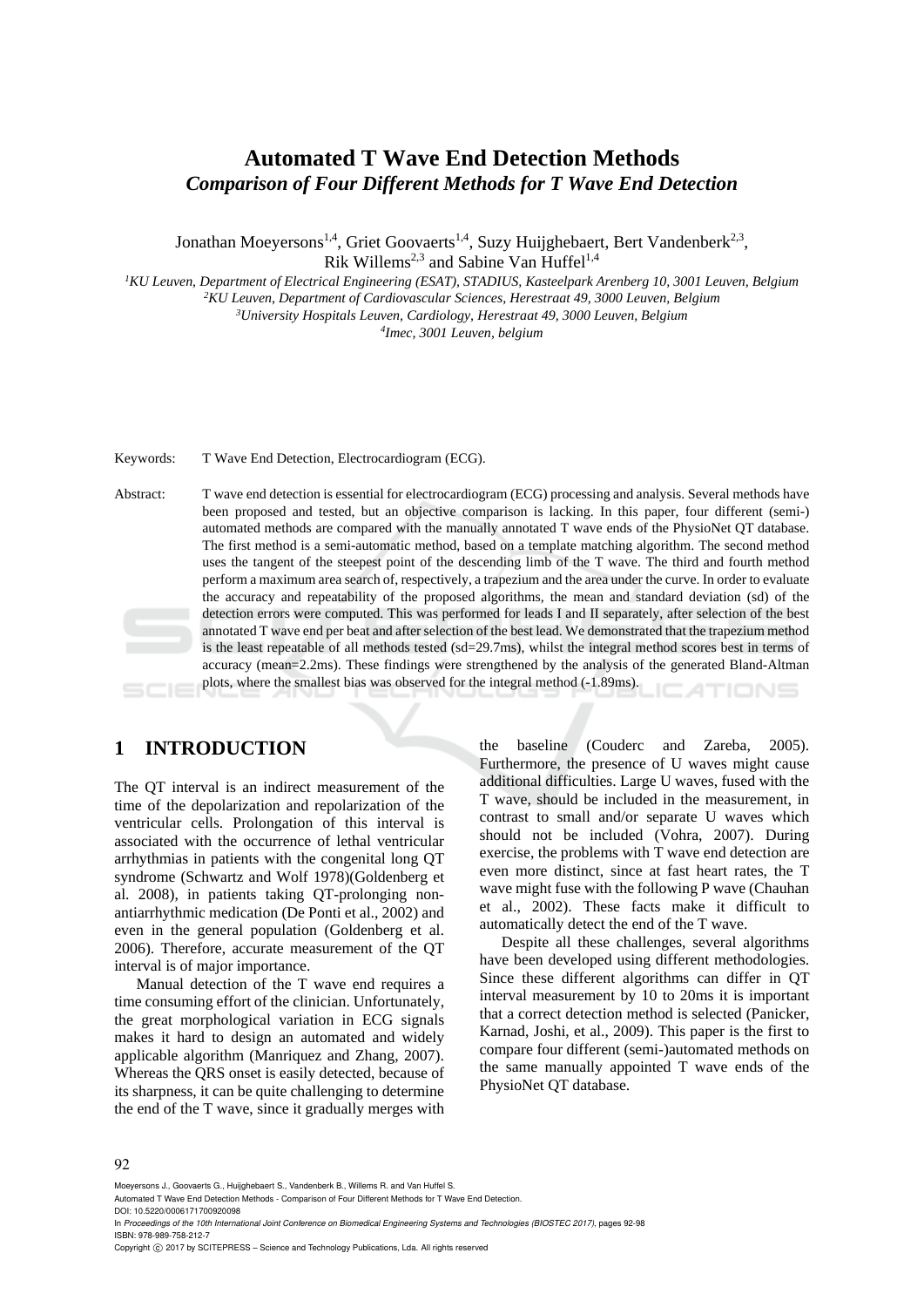# Automated T Wave End Detection Methods

## *Comparison of Four Different Methods for T Wave End Detection*

Jonathan Moeyersons[1,4], Griet Goovaerts[1,4], Suzy Huijghebaert, Bert Vandenberk[2,3], Rik Willems[2,3] and Sabine Van Huffel[1,4]

[1]*KU Leuven, Department of Electrical Engineering (ESAT), STADIUS, Kasteelpark Arenberg 10, 3001 Leuven, Belgium*
[2]*KU Leuven, Department of Cardiovascular Sciences, Herestraat 49, 3000 Leuven, Belgium*
[3]*University Hospitals Leuven, Cardiology, Herestraat 49, 3000 Leuven, Belgium*
[4]*Imec, 3001 Leuven, belgium*

Keywords: T Wave End Detection, Electrocardiogram (ECG).

Abstract: T wave end detection is essential for electrocardiogram (ECG) processing and analysis. Several methods have been proposed and tested, but an objective comparison is lacking. In this paper, four different (semi-) automated methods are compared with the manually annotated T wave ends of the PhysioNet QT database. The first method is a semi-automatic method, based on a template matching algorithm. The second method uses the tangent of the steepest point of the descending limb of the T wave. The third and fourth method perform a maximum area search of, respectively, a trapezium and the area under the curve. In order to evaluate the accuracy and repeatability of the proposed algorithms, the mean and standard deviation (sd) of the detection errors were computed. This was performed for leads I and II separately, after selection of the best annotated T wave end per beat and after selection of the best lead. We demonstrated that the trapezium method is the least repeatable of all methods tested (sd=29.7ms), whilst the integral method scores best in terms of accuracy (mean=2.2ms). These findings were strengthened by the analysis of the generated Bland-Altman plots, where the smallest bias was observed for the integral method (-1.89ms).

## 1 INTRODUCTION

The QT interval is an indirect measurement of the time of the depolarization and repolarization of the ventricular cells. Prolongation of this interval is associated with the occurrence of lethal ventricular arrhythmias in patients with the congenital long QT syndrome (Schwartz and Wolf 1978)(Goldenberg et al. 2008), in patients taking QT-prolonging non-antiarrhythmic medication (De Ponti et al., 2002) and even in the general population (Goldenberg et al. 2006). Therefore, accurate measurement of the QT interval is of major importance.

Manual detection of the T wave end requires a time consuming effort of the clinician. Unfortunately, the great morphological variation in ECG signals makes it hard to design an automated and widely applicable algorithm (Manriquez and Zhang, 2007). Whereas the QRS onset is easily detected, because of its sharpness, it can be quite challenging to determine the end of the T wave, since it gradually merges with the baseline (Couderc and Zareba, 2005). Furthermore, the presence of U waves might cause additional difficulties. Large U waves, fused with the T wave, should be included in the measurement, in contrast to small and/or separate U waves which should not be included (Vohra, 2007). During exercise, the problems with T wave end detection are even more distinct, since at fast heart rates, the T wave might fuse with the following P wave (Chauhan et al., 2002). These facts make it difficult to automatically detect the end of the T wave.

Despite all these challenges, several algorithms have been developed using different methodologies. Since these different algorithms can differ in QT interval measurement by 10 to 20ms it is important that a correct detection method is selected (Panicker, Karnad, Joshi, et al., 2009). This paper is the first to compare four different (semi-)automated methods on the same manually appointed T wave ends of the PhysioNet QT database.

Moeyersons J., Goovaerts G., Huijghebaert S., Vandenberk B., Willems R. and Van Huffel S.
Automated T Wave End Detection Methods - Comparison of Four Different Methods for T Wave End Detection.
DOI: 10.5220/0006171700920098
In *Proceedings of the 10th International Joint Conference on Biomedical Engineering Systems and Technologies (BIOSTEC 2017)*, pages 92-98
ISBN: 978-989-758-212-7
Copyright © 2017 by SCITEPRESS – Science and Technology Publications, Lda. All rights reserved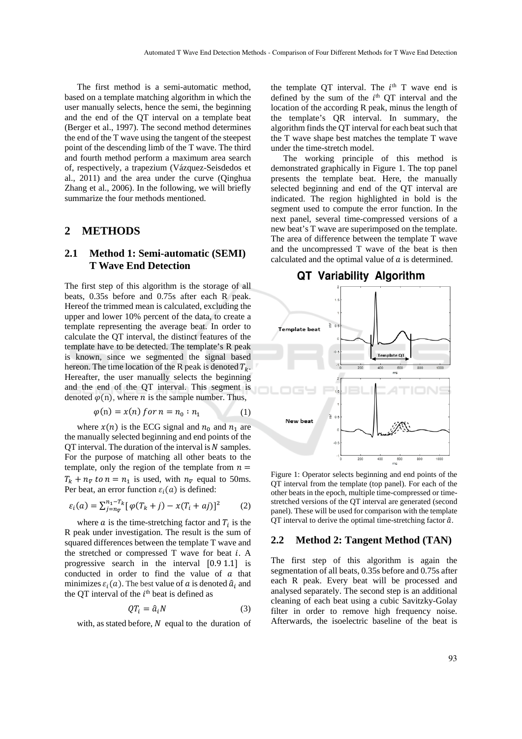The first method is a semi-automatic method, based on a template matching algorithm in which the user manually selects, hence the semi, the beginning and the end of the QT interval on a template beat (Berger et al., 1997). The second method determines the end of the T wave using the tangent of the steepest point of the descending limb of the T wave. The third and fourth method perform a maximum area search of, respectively, a trapezium (Vázquez-Seisdedos et al., 2011) and the area under the curve (Qinghua Zhang et al., 2006). In the following, we will briefly summarize the four methods mentioned.

## 2 METHODS

### 2.1 Method 1: Semi-automatic (SEMI) T Wave End Detection

The first step of this algorithm is the storage of all beats, 0.35s before and 0.75s after each R peak. Hereof the trimmed mean is calculated, excluding the upper and lower 10% percent of the data, to create a template representing the average beat. In order to calculate the QT interval, the distinct features of the template have to be detected. The template's R peak is known, since we segmented the signal based hereon. The time location of the R peak is denoted $T_k$. Hereafter, the user manually selects the beginning and the end of the QT interval. This segment is denoted $\varphi(n)$, where $n$ is the sample number. Thus,

$$\varphi(n) = x(n) \; for \; n = n_0 : n_1 \tag{1}$$

where $x(n)$ is the ECG signal and $n_0$ and $n_1$ are the manually selected beginning and end points of the QT interval. The duration of the interval is $N$ samples. For the purpose of matching all other beats to the template, only the region of the template from $n = T_k + n_\nabla \; to \; n = n_1$ is used, with $n_\nabla$ equal to 50ms. Per beat, an error function $\varepsilon_i(a)$ is defined:

$$\varepsilon_i(a) = \sum_{j=n_\nabla}^{n_1 - T_k} [\varphi(T_k + j) - x(T_i + aj)]^2 \tag{2}$$

where $a$ is the time-stretching factor and $T_i$ is the R peak under investigation. The result is the sum of squared differences between the template T wave and the stretched or compressed T wave for beat $i$. A progressive search in the interval [0.9 1.1] is conducted in order to find the value of $a$ that minimizes $\varepsilon_i(a)$. The best value of $a$ is denoted $\hat{a}_i$ and the QT interval of the $i^{th}$ beat is defined as

$$QT_i = \hat{a}_i N \tag{3}$$

with, as stated before, $N$ equal to the duration of the template QT interval. The $i^{th}$ T wave end is defined by the sum of the $i^{th}$ QT interval and the location of the according R peak, minus the length of the template's QR interval. In summary, the algorithm finds the QT interval for each beat such that the T wave shape best matches the template T wave under the time-stretch model.

The working principle of this method is demonstrated graphically in Figure 1. The top panel presents the template beat. Here, the manually selected beginning and end of the QT interval are indicated. The region highlighted in bold is the segment used to compute the error function. In the next panel, several time-compressed versions of a new beat's T wave are superimposed on the template. The area of difference between the template T wave and the uncompressed T wave of the beat is then calculated and the optimal value of $a$ is determined.

Figure 1: Operator selects beginning and end points of the QT interval from the template (top panel). For each of the other beats in the epoch, multiple time-compressed or time-stretched versions of the QT interval are generated (second panel). These will be used for comparison with the template QT interval to derive the optimal time-stretching factor $\hat{a}$.

### 2.2 Method 2: Tangent Method (TAN)

The first step of this algorithm is again the segmentation of all beats, 0.35s before and 0.75s after each R peak. Every beat will be processed and analysed separately. The second step is an additional cleaning of each beat using a cubic Savitzky-Golay filter in order to remove high frequency noise. Afterwards, the isoelectric baseline of the beat is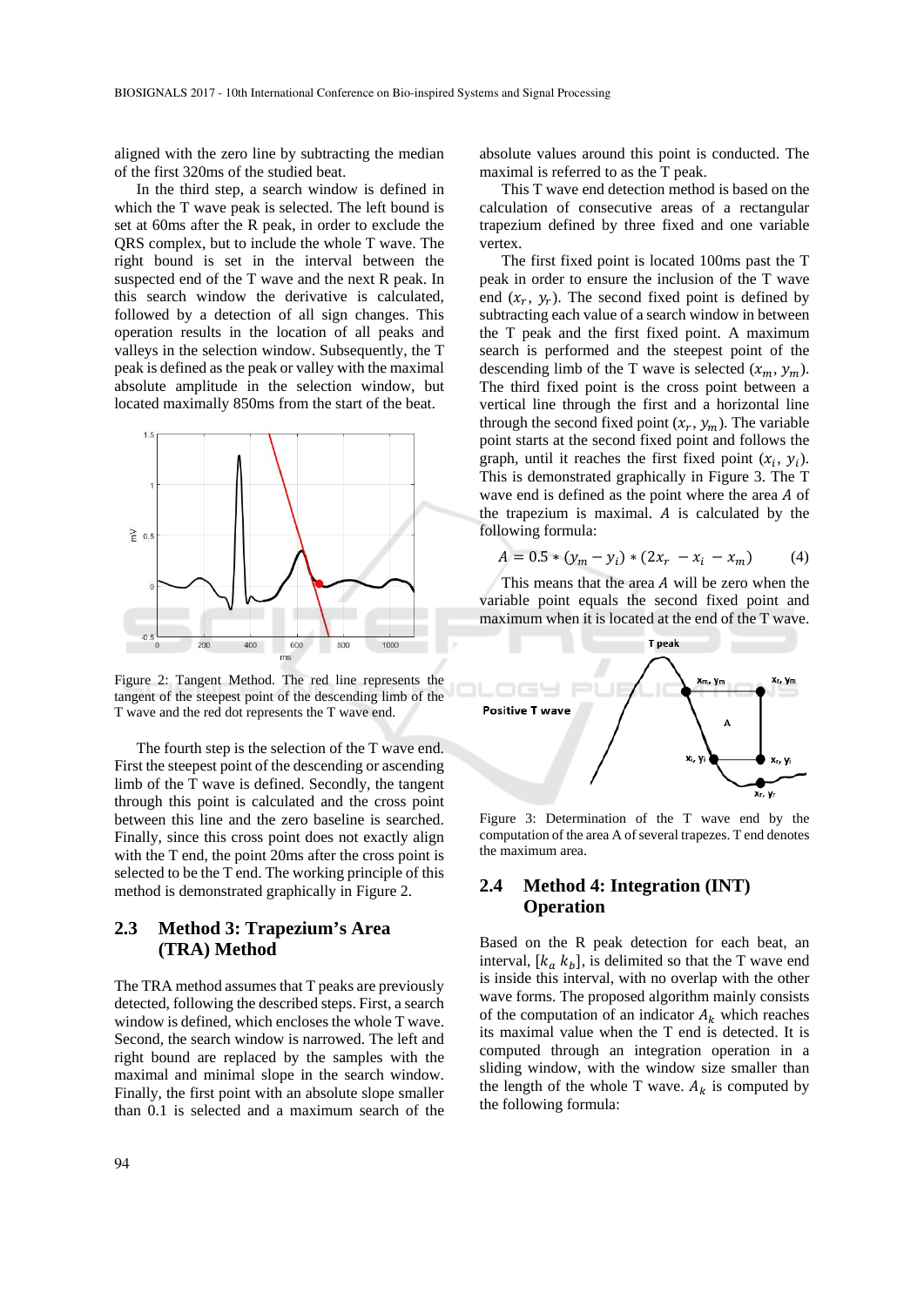aligned with the zero line by subtracting the median of the first 320ms of the studied beat.

In the third step, a search window is defined in which the T wave peak is selected. The left bound is set at 60ms after the R peak, in order to exclude the QRS complex, but to include the whole T wave. The right bound is set in the interval between the suspected end of the T wave and the next R peak. In this search window the derivative is calculated, followed by a detection of all sign changes. This operation results in the location of all peaks and valleys in the selection window. Subsequently, the T peak is defined as the peak or valley with the maximal absolute amplitude in the selection window, but located maximally 850ms from the start of the beat.

Figure 2: Tangent Method. The red line represents the tangent of the steepest point of the descending limb of the T wave and the red dot represents the T wave end.

The fourth step is the selection of the T wave end. First the steepest point of the descending or ascending limb of the T wave is selected. Secondly, the tangent through this point is calculated and the cross point between this line and the zero baseline is searched. Finally, since this cross point does not exactly align with the T end, the point 20ms after the cross point is selected to be the T end. The working principle of this method is demonstrated graphically in Figure 2.

## 2.3 Method 3: Trapezium's Area (TRA) Method

The TRA method assumes that T peaks are previously detected, following the described steps. First, a search window is defined, which encloses the whole T wave. Second, the search window is narrowed. The left and right bound are replaced by the samples with the maximal and minimal slope in the search window. Finally, the first point with an absolute slope smaller than 0.1 is selected and a maximum search of the absolute values around this point is conducted. The maximal is referred to as the T peak.

This T wave end detection method is based on the calculation of consecutive areas of a rectangular trapezium defined by three fixed and one variable vertex.

The first fixed point is located 100ms past the T peak in order to ensure the inclusion of the T wave end $(x_r, y_r)$. The second fixed point is defined by subtracting each value of a search window in between the T peak and the first fixed point. A maximum search is performed and the steepest point of the descending limb of the T wave is selected $(x_m, y_m)$. The third fixed point is the cross point between a vertical line through the first and a horizontal line through the second fixed point $(x_r, y_m)$. The variable point starts at the second fixed point and follows the graph, until it reaches the first fixed point $(x_i, y_i)$. This is demonstrated graphically in Figure 3. The T wave end is defined as the point where the area $A$ of the trapezium is maximal. $A$ is calculated by the following formula:

$$A = 0.5 * (y_m - y_i) * (2x_r - x_i - x_m) \quad (4)$$

This means that the area $A$ will be zero when the variable point equals the second fixed point and maximum when it is located at the end of the T wave.

Figure 3: Determination of the T wave end by the computation of the area A of several trapezes. T end denotes the maximum area.

## 2.4 Method 4: Integration (INT) Operation

Based on the R peak detection for each beat, an interval, $[k_a\ k_b]$, is delimited so that the T wave end is inside this interval, with no overlap with the other wave forms. The proposed algorithm mainly consists of the computation of an indicator $A_k$ which reaches its maximal value when the T end is detected. It is computed through an integration in a sliding window, with the window size smaller than the length of the whole T wave. $A_k$ is computed by the following formula: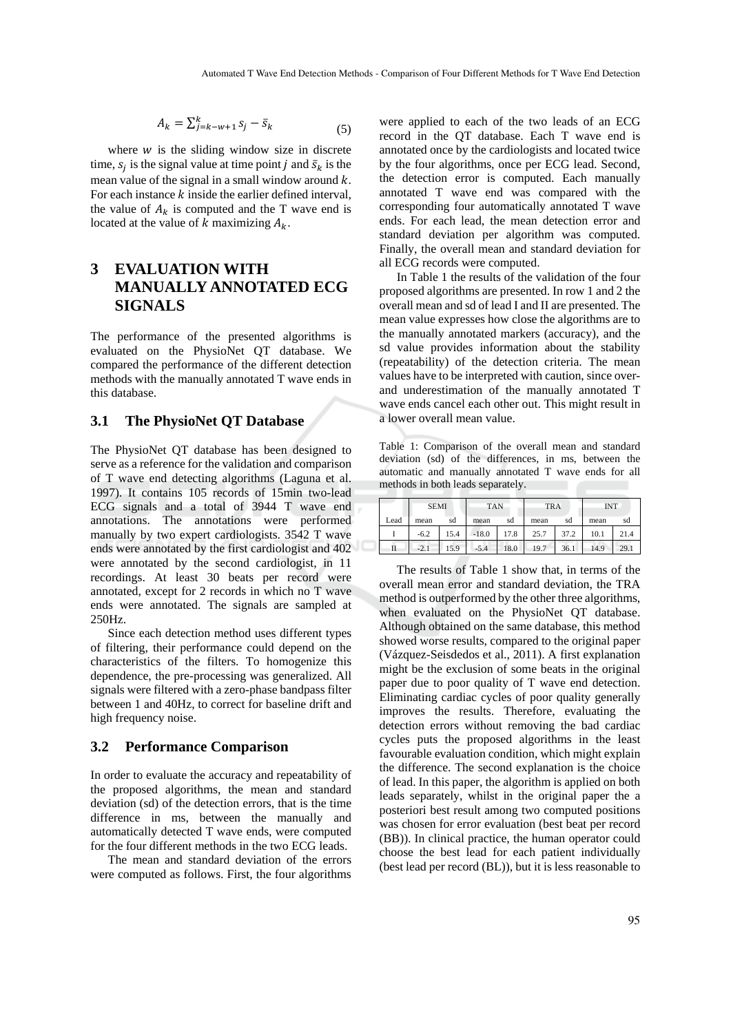$$A_k = \sum_{j=k-w+1}^{k} s_j - \bar{s}_k \quad (5)$$

where $w$ is the sliding window size in discrete time, $s_j$ is the signal value at time point $j$ and $\bar{s}_k$ is the mean value of the signal in a small window around $k$. For each instance $k$ inside the earlier defined interval, the value of $A_k$ is computed and the T wave end is located at the value of $k$ maximizing $A_k$.

# 3 EVALUATION WITH MANUALLY ANNOTATED ECG SIGNALS

The performance of the presented algorithms is evaluated on the PhysioNet QT database. We compared the performance of the different detection methods with the manually annotated T wave ends in this database.

## 3.1 The PhysioNet QT Database

The PhysioNet QT database has been designed to serve as a reference for the validation and comparison of T wave end detecting algorithms (Laguna et al. 1997). It contains 105 records of 15min two-lead ECG signals and a total of 3944 T wave end annotations. The annotations were performed manually by two expert cardiologists. 3542 T wave ends were annotated by the first cardiologist and 402 were annotated by the second cardiologist, in 11 recordings. At least 30 beats per record were annotated, except for 2 records in which no T wave ends were annotated. The signals are sampled at 250Hz.

Since each detection method uses different types of filtering, their performance could depend on the characteristics of the filters. To homogenize this dependence, the pre-processing was generalized. All signals were filtered with a zero-phase bandpass filter between 1 and 40Hz, to correct for baseline drift and high frequency noise.

## 3.2 Performance Comparison

In order to evaluate the accuracy and repeatability of the proposed algorithms, the mean and standard deviation (sd) of the detection errors, that is the time difference in ms, between the manually and automatically detected T wave ends, were computed for the four different methods in the two ECG leads.

The mean and standard deviation of the errors were computed as follows. First, the four algorithms were applied to each of the two leads of an ECG record in the QT database. Each T wave end is annotated once by the cardiologists and located twice by the four algorithms, once per ECG lead. Second, the detection error is computed. Each manually annotated T wave end was compared with the corresponding four automatically annotated T wave ends. For each lead, the mean detection error and standard deviation per algorithm was computed. Finally, the overall mean and standard deviation for all ECG records were computed.

In Table 1 the results of the validation of the four proposed algorithms are presented. In row 1 and 2 the overall mean and sd of lead I and II are presented. The mean value expresses how close the algorithms are to the manually annotated markers (accuracy), and the sd value provides information about the stability (repeatability) of the detection criteria. The mean values have to be interpreted with caution, since over- and underestimation of the manually annotated T wave ends cancel each other out. This might result in a lower overall mean value.

Table 1: Comparison of the overall mean and standard deviation (sd) of the differences, in ms, between the automatic and manually annotated T wave ends for all methods in both leads separately.

| | SEMI | | TAN | | TRA | | INT | |
|---|---|---|---|---|---|---|---|---|
| Lead | mean | sd | mean | sd | mean | sd | mean | sd |
| I | -6.2 | 15.4 | -18.0 | 17.8 | 25.7 | 37.2 | 10.1 | 21.4 |
| II | -2.1 | 15.9 | -5.4 | 18.0 | 19.7 | 36.1 | 14.9 | 29.1 |

The results of Table 1 show that, in terms of the overall mean error and standard deviation, the TRA method is outperformed by the other three algorithms, when evaluated on the PhysioNet QT database. Although obtained on the same database, this method showed worse results, compared to the original paper (Vázquez-Seisdedos et al., 2011). A first explanation might be the exclusion of some beats in the original paper due to poor quality of T wave end detection. Eliminating cardiac cycles of poor quality generally improves the results. Therefore, evaluating the detection errors without removing the bad cardiac cycles puts the proposed algorithms in the least favourable evaluation condition, which might explain the difference. The second explanation is the choice of lead. In this paper, the algorithm is applied on both leads separately, whilst in the original paper the a posteriori best result among two computed positions was chosen for error evaluation (best beat per record (BB)). In clinical practice, the human operator could choose the best lead for each patient individually (best lead per record (BL)), but it is less reasonable to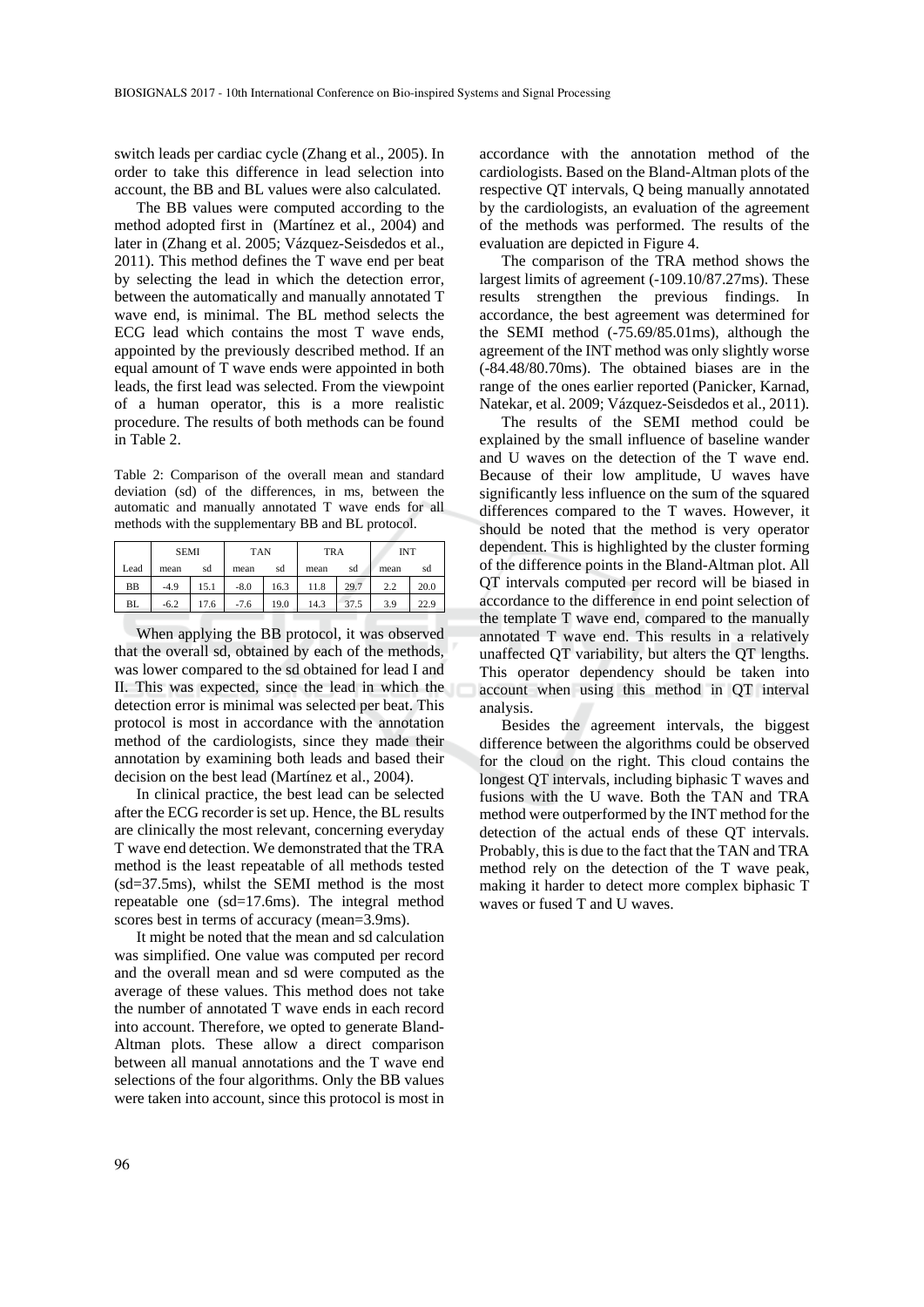switch leads per cardiac cycle (Zhang et al., 2005). In order to take this difference in lead selection into account, the BB and BL values were also calculated.

The BB values were computed according to the method adopted first in (Martínez et al., 2004) and later in (Zhang et al. 2005; Vázquez-Seisdedos et al., 2011). This method defines the T wave end per beat by selecting the lead in which the detection error, between the automatically and manually annotated T wave end, is minimal. The BL method selects the ECG lead which contains the most T wave ends, appointed by the previously described method. If an equal amount of T wave ends were appointed in both leads, the first lead was selected. From the viewpoint of a human operator, this is a more realistic procedure. The results of both methods can be found in Table 2.

Table 2: Comparison of the overall mean and standard deviation (sd) of the differences, in ms, between the automatic and manually annotated T wave ends for all methods with the supplementary BB and BL protocol.

| | SEMI | | TAN | | TRA | | INT | |
|---|---|---|---|---|---|---|---|---|
| Lead | mean | sd | mean | sd | mean | sd | mean | sd |
| BB | -4.9 | 15.1 | -8.0 | 16.3 | 11.8 | 29.7 | 2.2 | 20.0 |
| BL | -6.2 | 17.6 | -7.6 | 19.0 | 14.3 | 37.5 | 3.9 | 22.9 |

When applying the BB protocol, it was observed that the overall sd, obtained by each of the methods, was lower compared to the sd obtained for lead I and II. This was expected, since the lead in which the detection error is minimal was selected per beat. This protocol is most in accordance with the annotation method of the cardiologists, since they made their annotation by examining both leads and based their decision on the best lead (Martínez et al., 2004).

In clinical practice, the best lead can be selected after the ECG recorder is set up. Hence, the BL results are clinically the most relevant, concerning everyday T wave end detection. We demonstrated that the TRA method is the least repeatable of all methods tested (sd=37.5ms), whilst the SEMI method is the most repeatable one (sd=17.6ms). The integral method scores best in terms of accuracy (mean=3.9ms).

It might be noted that the mean and sd calculation was simplified. One value was computed per record and the overall mean and sd were computed as the average of these values. This method does not take the number of annotated T wave ends in each record into account. Therefore, we opted to generate Bland-Altman plots. These allow a direct comparison between all manual annotations and the T wave end selections of the four algorithms. Only the BB values were taken into account, since this protocol is most in accordance with the annotation method of the cardiologists. Based on the Bland-Altman plots of the respective QT intervals, Q being manually annotated by the cardiologists, an evaluation of the agreement of the methods was performed. The results of the evaluation are depicted in Figure 4.

The comparison of the TRA method shows the largest limits of agreement (-109.10/87.27ms). These results strengthen the previous findings. In accordance, the best agreement was determined for the SEMI method (-75.69/85.01ms), although the agreement of the INT method was only slightly worse (-84.48/80.70ms). The obtained biases are in the range of the ones earlier reported (Panicker, Karnad, Natekar, et al. 2009; Vázquez-Seisdedos et al., 2011).

The results of the SEMI method could be explained by the small influence of baseline wander and U waves on the detection of the T wave end. Because of their low amplitude, U waves have significantly less influence on the sum of the squared differences compared to the T waves. However, it should be noted that the method is very operator dependent. This is highlighted by the cluster forming of the difference points in the Bland-Altman plot. All QT intervals computed per record will be biased in accordance to the difference in end point selection of the template T wave end, compared to the manually annotated T wave end. This results in a relatively unaffected QT variability, but alters the QT lengths. This operator dependency should be taken into account when using this method in QT interval analysis.

Besides the agreement intervals, the biggest difference between the algorithms could be observed for the cloud on the right. This cloud contains the longest QT intervals, including biphasic T waves and fusions with the U wave. Both the TAN and TRA method were outperformed by the INT method for the detection of the actual ends of these QT intervals. Probably, this is due to the fact that the TAN and TRA method rely on the detection of the T wave peak, making it harder to detect more complex biphasic T waves or fused T and U waves.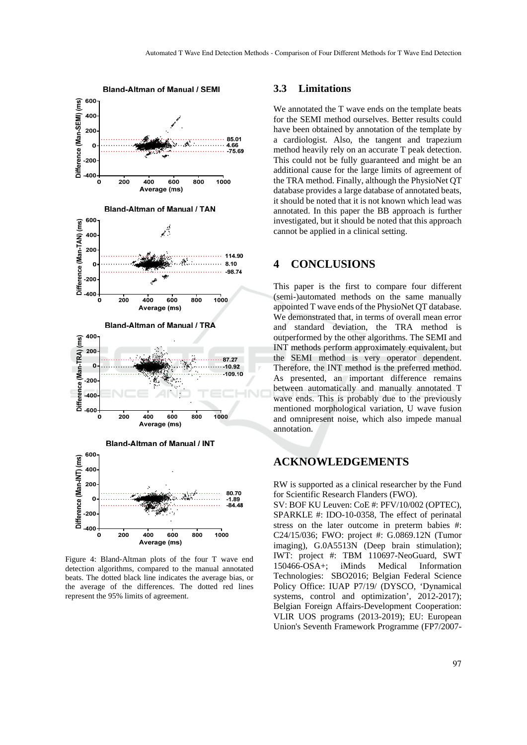Figure 4: Bland-Altman plots of the four T wave end detection algorithms, compared to the manual annotated beats. The dotted black line indicates the average bias, or the average of the differences. The dotted red lines represent the 95% limits of agreement.

### 3.3 Limitations

We annotated the T wave ends on the template beats for the SEMI method ourselves. Better results could have been obtained by annotation of the template by a cardiologist. Also, the tangent and trapezium method heavily rely on an accurate T peak detection. This could not be fully guaranteed and might be an additional cause for the large limits of agreement of the TRA method. Finally, although the PhysioNet QT database provides a large database of annotated beats, it should be noted that it is not known which lead was annotated. In this paper the BB approach is further investigated, but it should be noted that this approach cannot be applied in a clinical setting.

## 4 CONCLUSIONS

This paper is the first to compare four different (semi-)automated methods on the same manually appointed T wave ends of the PhysioNet QT database. We demonstrated that, in terms of overall mean error and standard deviation, the TRA method is outperformed by the other algorithms. The SEMI and INT methods perform approximately equivalent, but the SEMI method is very operator dependent. Therefore, the INT method is the preferred method. As presented, an important difference remains between automatically and manually annotated T wave ends. This is probably due to the previously mentioned morphological variation, U wave fusion and omnipresent noise, which also impede manual annotation.

## ACKNOWLEDGEMENTS

RW is supported as a clinical researcher by the Fund for Scientific Research Flanders (FWO).
SV: BOF KU Leuven: CoE #: PFV/10/002 (OPTEC), SPARKLE #: IDO-10-0358, The effect of perinatal stress on the later outcome in preterm babies #: C24/15/036; FWO: project #: G.0869.12N (Tumor imaging), G.0A5513N (Deep brain stimulation); IWT: project #: TBM 110697-NeoGuard, SWT 150466-OSA+; iMinds Medical Information Technologies: SBO2016; Belgian Federal Science Policy Office: IUAP P7/19/ (DYSCO, 'Dynamical systems, control and optimization', 2012-2017); Belgian Foreign Affairs-Development Cooperation: VLIR UOS programs (2013-2019); EU: European Union's Seventh Framework Programme (FP7/2007-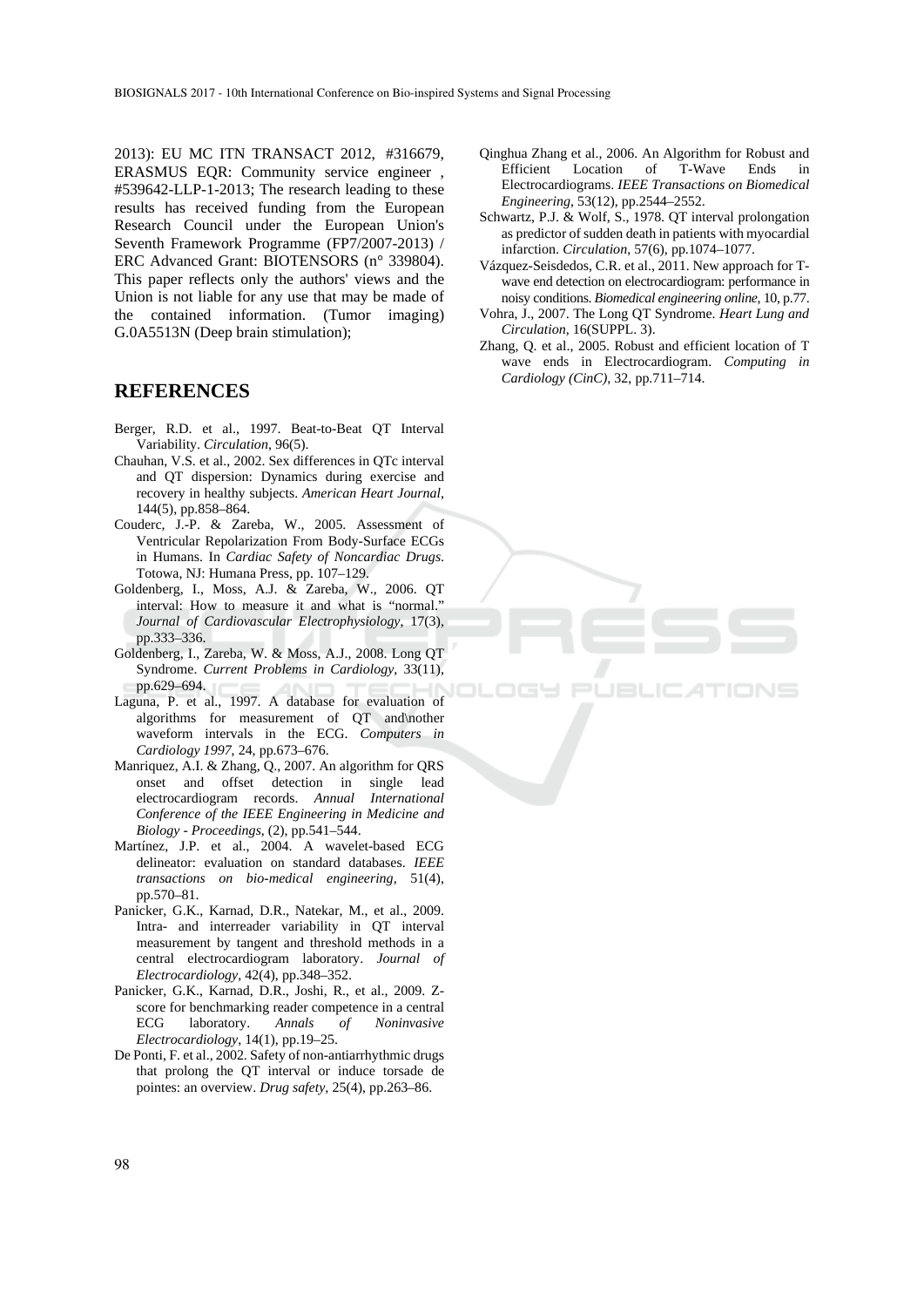2013): EU MC ITN TRANSACT 2012, #316679, ERASMUS EQR: Community service engineer , #539642-LLP-1-2013; The research leading to these results has received funding from the European Research Council under the European Union's Seventh Framework Programme (FP7/2007-2013) / ERC Advanced Grant: BIOTENSORS (n° 339804). This paper reflects only the authors' views and the Union is not liable for any use that may be made of the contained information. (Tumor imaging) G.0A5513N (Deep brain stimulation);

## REFERENCES

Berger, R.D. et al., 1997. Beat-to-Beat QT Interval Variability. *Circulation*, 96(5).

Chauhan, V.S. et al., 2002. Sex differences in QTc interval and QT dispersion: Dynamics during exercise and recovery in healthy subjects. *American Heart Journal*, 144(5), pp.858–864.

Couderc, J.-P. & Zareba, W., 2005. Assessment of Ventricular Repolarization From Body-Surface ECGs in Humans. In *Cardiac Safety of Noncardiac Drugs*. Totowa, NJ: Humana Press, pp. 107–129.

Goldenberg, I., Moss, A.J. & Zareba, W., 2006. QT interval: How to measure it and what is "normal." *Journal of Cardiovascular Electrophysiology*, 17(3), pp.333–336.

Goldenberg, I., Zareba, W. & Moss, A.J., 2008. Long QT Syndrome. *Current Problems in Cardiology*, 33(11), pp.629–694.

Laguna, P. et al., 1997. A database for evaluation of algorithms for measurement of QT and\nother waveform intervals in the ECG. *Computers in Cardiology 1997*, 24, pp.673–676.

Manriquez, A.I. & Zhang, Q., 2007. An algorithm for QRS onset and offset detection in single lead electrocardiogram records. *Annual International Conference of the IEEE Engineering in Medicine and Biology - Proceedings*, (2), pp.541–544.

Martínez, J.P. et al., 2004. A wavelet-based ECG delineator: evaluation on standard databases. *IEEE transactions on bio-medical engineering*, 51(4), pp.570–81.

Panicker, G.K., Karnad, D.R., Natekar, M., et al., 2009. Intra- and interreader variability in QT interval measurement by tangent and threshold methods in a central electrocardiogram laboratory. *Journal of Electrocardiology*, 42(4), pp.348–352.

Panicker, G.K., Karnad, D.R., Joshi, R., et al., 2009. Z-score for benchmarking reader competence in a central ECG laboratory. *Annals of Noninvasive Electrocardiology*, 14(1), pp.19–25.

De Ponti, F. et al., 2002. Safety of non-antiarrhythmic drugs that prolong the QT interval or induce torsade de pointes: an overview. *Drug safety*, 25(4), pp.263–86.

Qinghua Zhang et al., 2006. An Algorithm for Robust and Efficient Location of T-Wave Ends in Electrocardiograms. *IEEE Transactions on Biomedical Engineering*, 53(12), pp.2544–2552.

Schwartz, P.J. & Wolf, S., 1978. QT interval prolongation as predictor of sudden death in patients with myocardial infarction. *Circulation*, 57(6), pp.1074–1077.

Vázquez-Seisdedos, C.R. et al., 2011. New approach for T-wave end detection on electrocardiogram: performance in noisy conditions. *Biomedical engineering online*, 10, p.77.

Vohra, J., 2007. The Long QT Syndrome. *Heart Lung and Circulation*, 16(SUPPL. 3).

Zhang, Q. et al., 2005. Robust and efficient location of T wave ends in Electrocardiogram. *Computing in Cardiology (CinC)*, 32, pp.711–714.